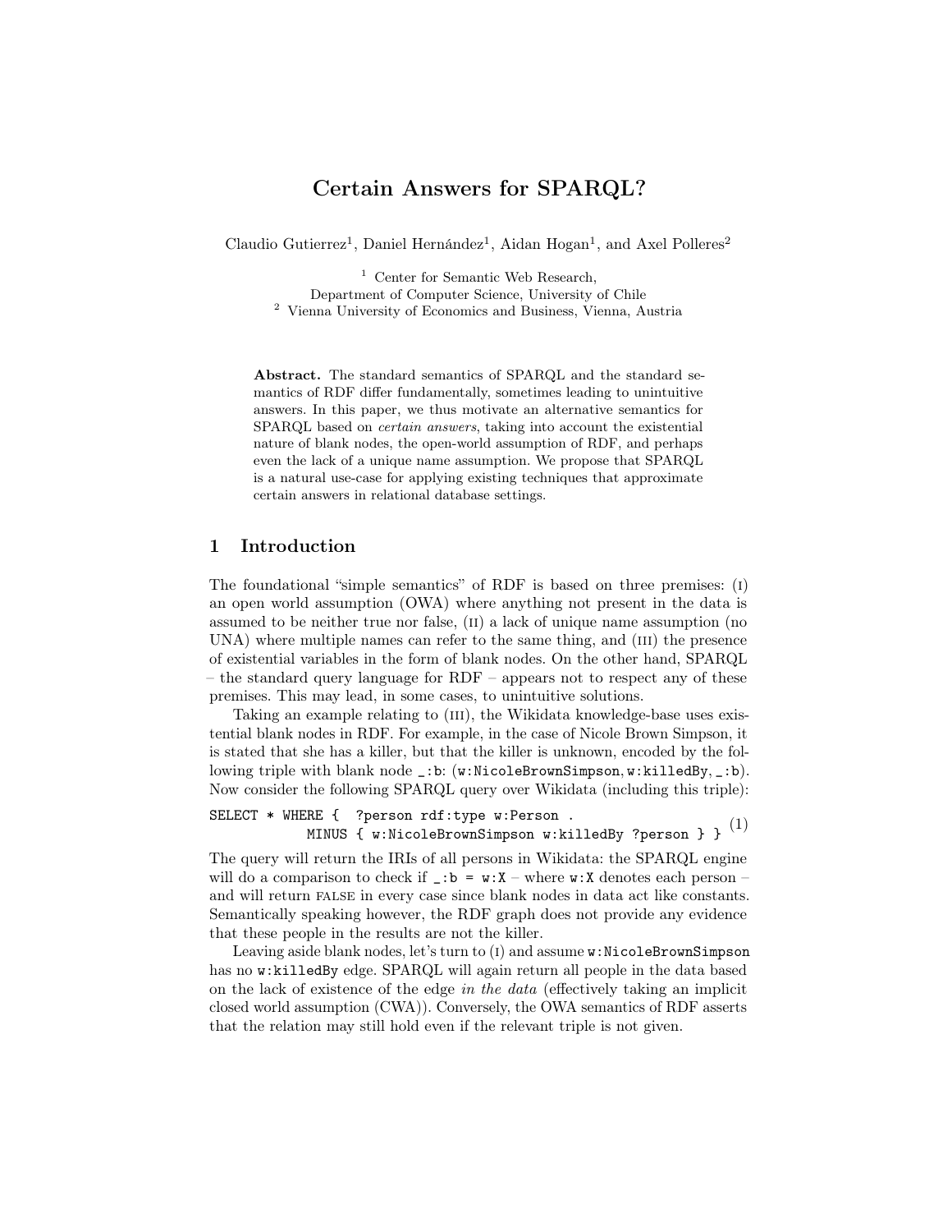# Certain Answers for SPARQL?

Claudio Gutierrez[1], Daniel Hernández[1], Aidan Hogan[1], and Axel Polleres[2]

[1] Center for Semantic Web Research,
Department of Computer Science, University of Chile
[2] Vienna University of Economics and Business, Vienna, Austria

**Abstract.** The standard semantics of SPARQL and the standard semantics of RDF differ fundamentally, sometimes leading to unintuitive answers. In this paper, we thus motivate an alternative semantics for SPARQL based on *certain answers*, taking into account the existential nature of blank nodes, the open-world assumption of RDF, and perhaps even the lack of a unique name assumption. We propose that SPARQL is a natural use-case for applying existing techniques that approximate certain answers in relational database settings.

## 1 Introduction

The foundational "simple semantics" of RDF is based on three premises: (I) an open world assumption (OWA) where anything not present in the data is assumed to be neither true nor false, (II) a lack of unique name assumption (no UNA) where multiple names can refer to the same thing, and (III) the presence of existential variables in the form of blank nodes. On the other hand, SPARQL – the standard query language for RDF – appears not to respect any of these premises. This may lead, in some cases, to unintuitive solutions.

Taking an example relating to (III), the Wikidata knowledge-base uses existential blank nodes in RDF. For example, in the case of Nicole Brown Simpson, it is stated that she has a killer, but that the killer is unknown, encoded by the following triple with blank node `_:b`: (`w:NicoleBrownSimpson`, `w:killedBy`, `_:b`). Now consider the following SPARQL query over Wikidata (including this triple):

```
SELECT * WHERE {  ?person rdf:type w:Person .
            MINUS { w:NicoleBrownSimpson w:killedBy ?person } }     (1)
```

The query will return the IRIs of all persons in Wikidata: the SPARQL engine will do a comparison to check if `_:b = w:X` – where `w:X` denotes each person – and will return FALSE in every case since blank nodes in data act like constants. Semantically speaking however, the RDF graph does not provide any evidence that these people in the results are not the killer.

Leaving aside blank nodes, let's turn to (I) and assume `w:NicoleBrownSimpson` has no `w:killedBy` edge. SPARQL will again return all people in the data based on the lack of existence of the edge *in the data* (effectively taking an implicit closed world assumption (CWA)). Conversely, the OWA semantics of RDF asserts that the relation may still hold even if the relevant triple is not given.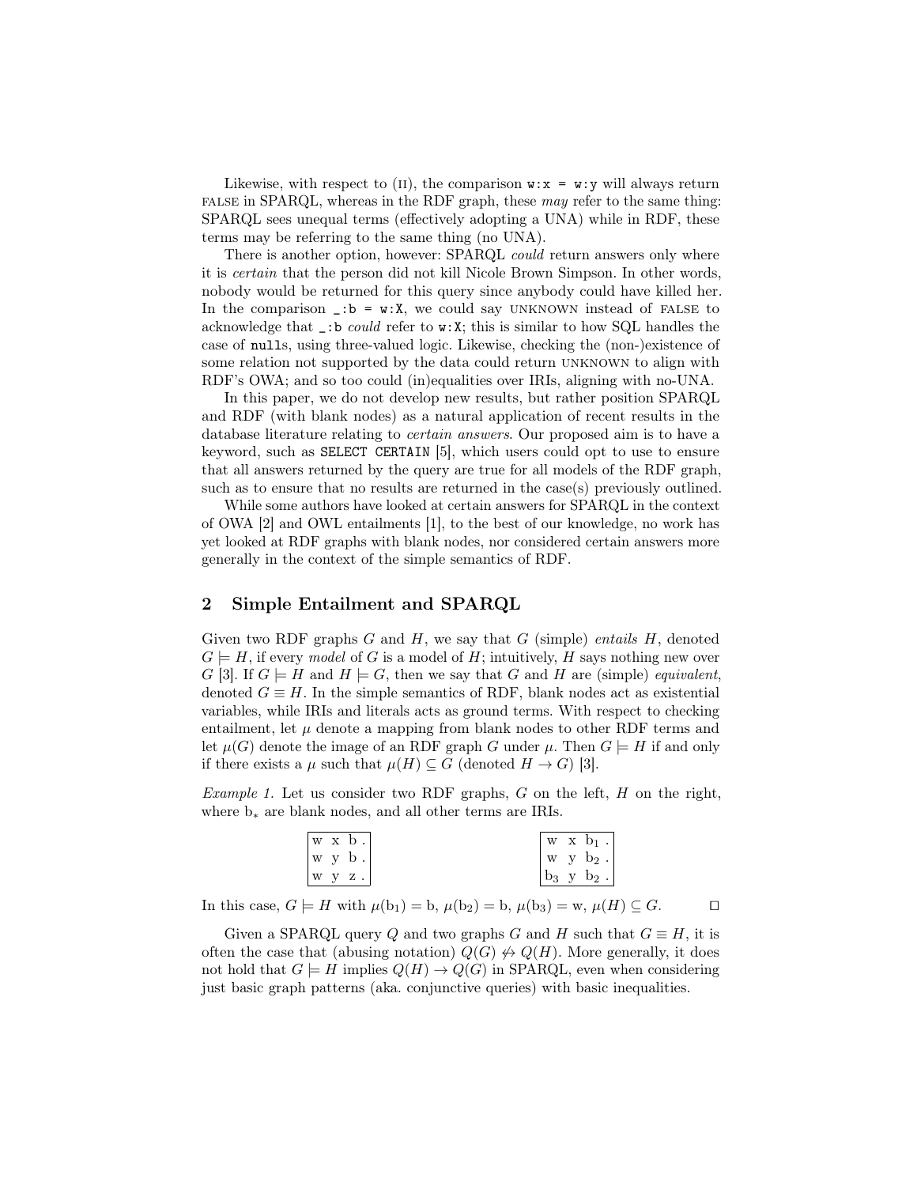Likewise, with respect to (II), the comparison `w:x = w:y` will always return FALSE in SPARQL, whereas in the RDF graph, these *may* refer to the same thing: SPARQL sees unequal terms (effectively adopting a UNA) while in RDF, these terms may be referring to the same thing (no UNA).

There is another option, however: SPARQL *could* return answers only where it is *certain* that the person did not kill Nicole Brown Simpson. In other words, nobody would be returned for this query since anybody could have killed her. In the comparison `_:b = w:X`, we could say UNKNOWN instead of FALSE to acknowledge that `_:b` *could* refer to `w:X`; this is similar to how SQL handles the case of `nulls`, using three-valued logic. Likewise, checking the (non-)existence of some relation not supported by the data could return UNKNOWN to align with RDF's OWA; and so too could (in)equalities over IRIs, aligning with no-UNA.

In this paper, we do not develop new results, but rather position SPARQL and RDF (with blank nodes) as a natural application of recent results in the database literature relating to *certain answers*. Our proposed aim is to have a keyword, such as `SELECT CERTAIN` [5], which users could opt to use to ensure that all answers returned by the query are true for all models of the RDF graph, such as to ensure that no results are returned in the case(s) previously outlined.

While some authors have looked at certain answers for SPARQL in the context of OWA [2] and OWL entailments [1], to the best of our knowledge, no work has yet looked at RDF graphs with blank nodes, nor considered certain answers more generally in the context of the simple semantics of RDF.

## 2 Simple Entailment and SPARQL

Given two RDF graphs $G$ and $H$, we say that $G$ (simple) *entails* $H$, denoted $G \models H$, if every *model* of $G$ is a model of $H$; intuitively, $H$ says nothing new over $G$ [3]. If $G \models H$ and $H \models G$, then we say that $G$ and $H$ are (simple) *equivalent*, denoted $G \equiv H$. In the simple semantics of RDF, blank nodes act as existential variables, while IRIs and literals acts as ground terms. With respect to checking entailment, let $\mu$ denote a mapping from blank nodes to other RDF terms and let $\mu(G)$ denote the image of an RDF graph $G$ under $\mu$. Then $G \models H$ if and only if there exists a $\mu$ such that $\mu(H) \subseteq G$ (denoted $H \to G$) [3].

*Example 1.* Let us consider two RDF graphs, $G$ on the left, $H$ on the right, where $\mathrm{b}_*$ are blank nodes, and all other terms are IRIs.

| G |
|---|
| w x b . |
| w y b . |
| w y z . |

| H |
|---|
| w x $\mathrm{b}_1$ . |
| w y $\mathrm{b}_2$ . |
| $\mathrm{b}_3$ y $\mathrm{b}_2$ . |

In this case, $G \models H$ with $\mu(\mathrm{b}_1) = \mathrm{b}$, $\mu(\mathrm{b}_2) = \mathrm{b}$, $\mu(\mathrm{b}_3) = \mathrm{w}$, $\mu(H) \subseteq G$. □

Given a SPARQL query $Q$ and two graphs $G$ and $H$ such that $G \equiv H$, it is often the case that (abusing notation) $Q(G) \not\leftrightarrow Q(H)$. More generally, it does not hold that $G \models H$ implies $Q(H) \to Q(G)$ in SPARQL, even when considering just basic graph patterns (aka. conjunctive queries) with basic inequalities.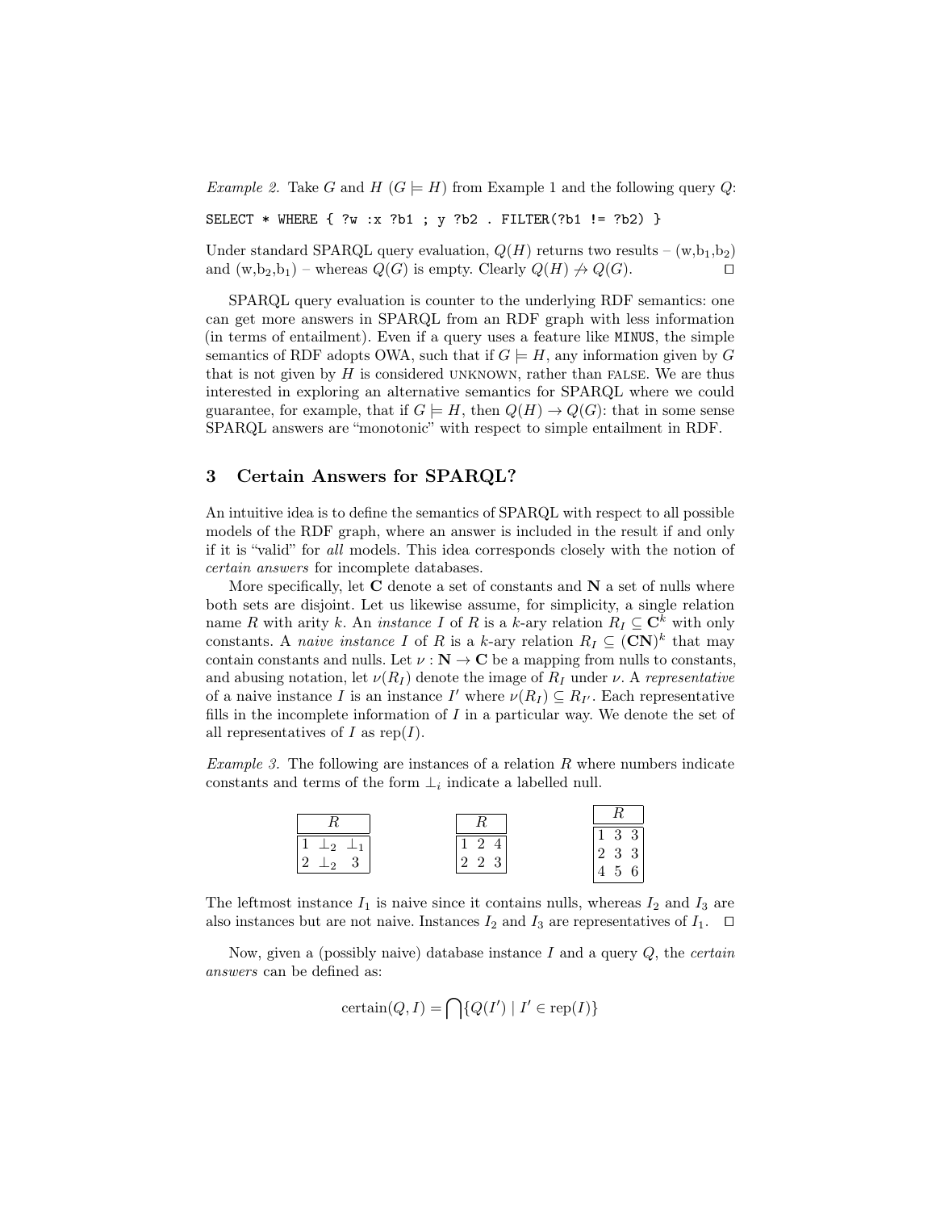*Example 2.* Take $G$ and $H$ ($G \models H$) from Example 1 and the following query $Q$:

```
SELECT * WHERE { ?w :x ?b1 ; y ?b2 . FILTER(?b1 != ?b2) }
```

Under standard SPARQL query evaluation, $Q(H)$ returns two results – (w,$\text{b}_1$,$\text{b}_2$) and (w,$\text{b}_2$,$\text{b}_1$) – whereas $Q(G)$ is empty. Clearly $Q(H) \not\rightarrow Q(G)$. □

SPARQL query evaluation is counter to the underlying RDF semantics: one can get more answers in SPARQL from an RDF graph with less information (in terms of entailment). Even if a query uses a feature like MINUS, the simple semantics of RDF adopts OWA, such that if $G \models H$, any information given by $G$ that is not given by $H$ is considered UNKNOWN, rather than FALSE. We are thus interested in exploring an alternative semantics for SPARQL where we could guarantee, for example, that if $G \models H$, then $Q(H) \rightarrow Q(G)$: that in some sense SPARQL answers are "monotonic" with respect to simple entailment in RDF.

## 3 Certain Answers for SPARQL?

An intuitive idea is to define the semantics of SPARQL with respect to all possible models of the RDF graph, where an answer is included in the result if and only if it is "valid" for *all* models. This idea corresponds closely with the notion of *certain answers* for incomplete databases.

More specifically, let $\mathbf{C}$ denote a set of constants and $\mathbf{N}$ a set of nulls where both sets are disjoint. Let us likewise assume, for simplicity, a single relation name $R$ with arity $k$. An *instance* $I$ of $R$ is a $k$-ary relation $R_I \subseteq \mathbf{C}^k$ with only constants. A *naive instance* $I$ of $R$ is a $k$-ary relation $R_I \subseteq (\mathbf{CN})^k$ that may contain constants and nulls. Let $\nu : \mathbf{N} \rightarrow \mathbf{C}$ be a mapping from nulls to constants, and abusing notation, let $\nu(R_I)$ denote the image of $R_I$ under $\nu$. A *representative* of a naive instance $I$ is an instance $I'$ where $\nu(R_I) \subseteq R_{I'}$. Each representative fills in the incomplete information of $I$ in a particular way. We denote the set of all representatives of $I$ as $\text{rep}(I)$.

*Example 3.* The following are instances of a relation $R$ where numbers indicate constants and terms of the form $\perp_i$ indicate a labelled null.

| R | | |
|---|---|---|
| 1 | $\perp_2$ | $\perp_1$ |
| 2 | $\perp_2$ | 3 |

| R | | |
|---|---|---|
| 1 | 2 | 4 |
| 2 | 2 | 3 |

| R | | |
|---|---|---|
| 1 | 3 | 3 |
| 2 | 3 | 3 |
| 4 | 5 | 6 |

The leftmost instance $I_1$ is naive since it contains nulls, whereas $I_2$ and $I_3$ are also instances but are not naive. Instances $I_2$ and $I_3$ are representatives of $I_1$. □

Now, given a (possibly naive) database instance $I$ and a query $Q$, the *certain answers* can be defined as:

$$\text{certain}(Q, I) = \bigcap \{Q(I') \mid I' \in \text{rep}(I)\}$$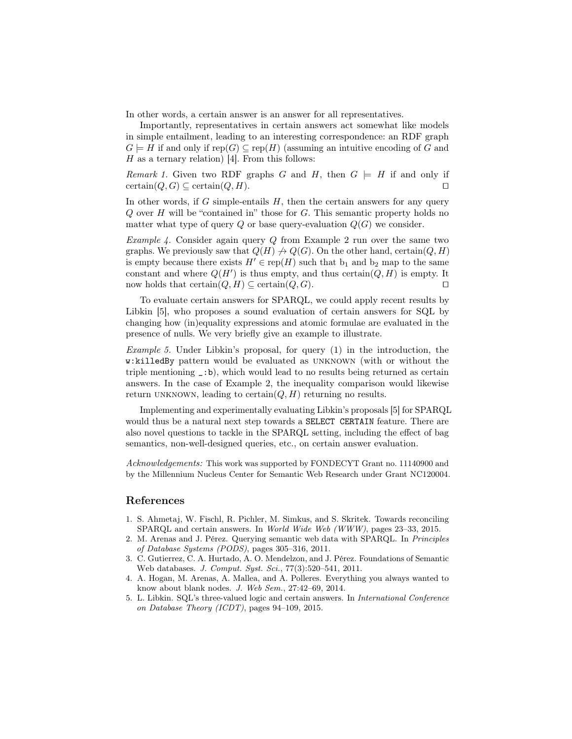In other words, a certain answer is an answer for all representatives.

Importantly, representatives in certain answers act somewhat like models in simple entailment, leading to an interesting correspondence: an RDF graph $G \models H$ if and only if $\text{rep}(G) \subseteq \text{rep}(H)$ (assuming an intuitive encoding of $G$ and $H$ as a ternary relation) [4]. From this follows:

*Remark 1.* Given two RDF graphs $G$ and $H$, then $G \models H$ if and only if $\text{certain}(Q, G) \subseteq \text{certain}(Q, H)$. □

In other words, if $G$ simple-entails $H$, then the certain answers for any query $Q$ over $H$ will be "contained in" those for $G$. This semantic property holds no matter what type of query $Q$ or base query-evaluation $Q(G)$ we consider.

*Example 4.* Consider again query $Q$ from Example 2 run over the same two graphs. We previously saw that $Q(H) \not\rightarrow Q(G)$. On the other hand, $\text{certain}(Q, H)$ is empty because there exists $H' \in \text{rep}(H)$ such that $\text{b}_1$ and $\text{b}_2$ map to the same constant and where $Q(H')$ is thus empty, and thus $\text{certain}(Q, H)$ is empty. It now holds that $\text{certain}(Q, H) \subseteq \text{certain}(Q, G)$. □

To evaluate certain answers for SPARQL, we could apply recent results by Libkin [5], who proposes a sound evaluation of certain answers for SQL by changing how (in)equality expressions and atomic formulae are evaluated in the presence of nulls. We very briefly give an example to illustrate.

*Example 5.* Under Libkin's proposal, for query (1) in the introduction, the `w:killedBy` pattern would be evaluated as UNKNOWN (with or without the triple mentioning `_:b`), which would lead to no results being returned as certain answers. In the case of Example 2, the inequality comparison would likewise return UNKNOWN, leading to $\text{certain}(Q, H)$ returning no results.

Implementing and experimentally evaluating Libkin's proposals [5] for SPARQL would thus be a natural next step towards a `SELECT CERTAIN` feature. There are also novel questions to tackle in the SPARQL setting, including the effect of bag semantics, non-well-designed queries, etc., on certain answer evaluation.

*Acknowledgements:* This work was supported by FONDECYT Grant no. 11140900 and by the Millennium Nucleus Center for Semantic Web Research under Grant NC120004.

## References

1. S. Ahmetaj, W. Fischl, R. Pichler, M. Simkus, and S. Skritek. Towards reconciling SPARQL and certain answers. In *World Wide Web (WWW)*, pages 23–33, 2015.
2. M. Arenas and J. Pérez. Querying semantic web data with SPARQL. In *Principles of Database Systems (PODS)*, pages 305–316, 2011.
3. C. Gutierrez, C. A. Hurtado, A. O. Mendelzon, and J. Pérez. Foundations of Semantic Web databases. *J. Comput. Syst. Sci.*, 77(3):520–541, 2011.
4. A. Hogan, M. Arenas, A. Mallea, and A. Polleres. Everything you always wanted to know about blank nodes. *J. Web Sem.*, 27:42–69, 2014.
5. L. Libkin. SQL's three-valued logic and certain answers. In *International Conference on Database Theory (ICDT)*, pages 94–109, 2015.